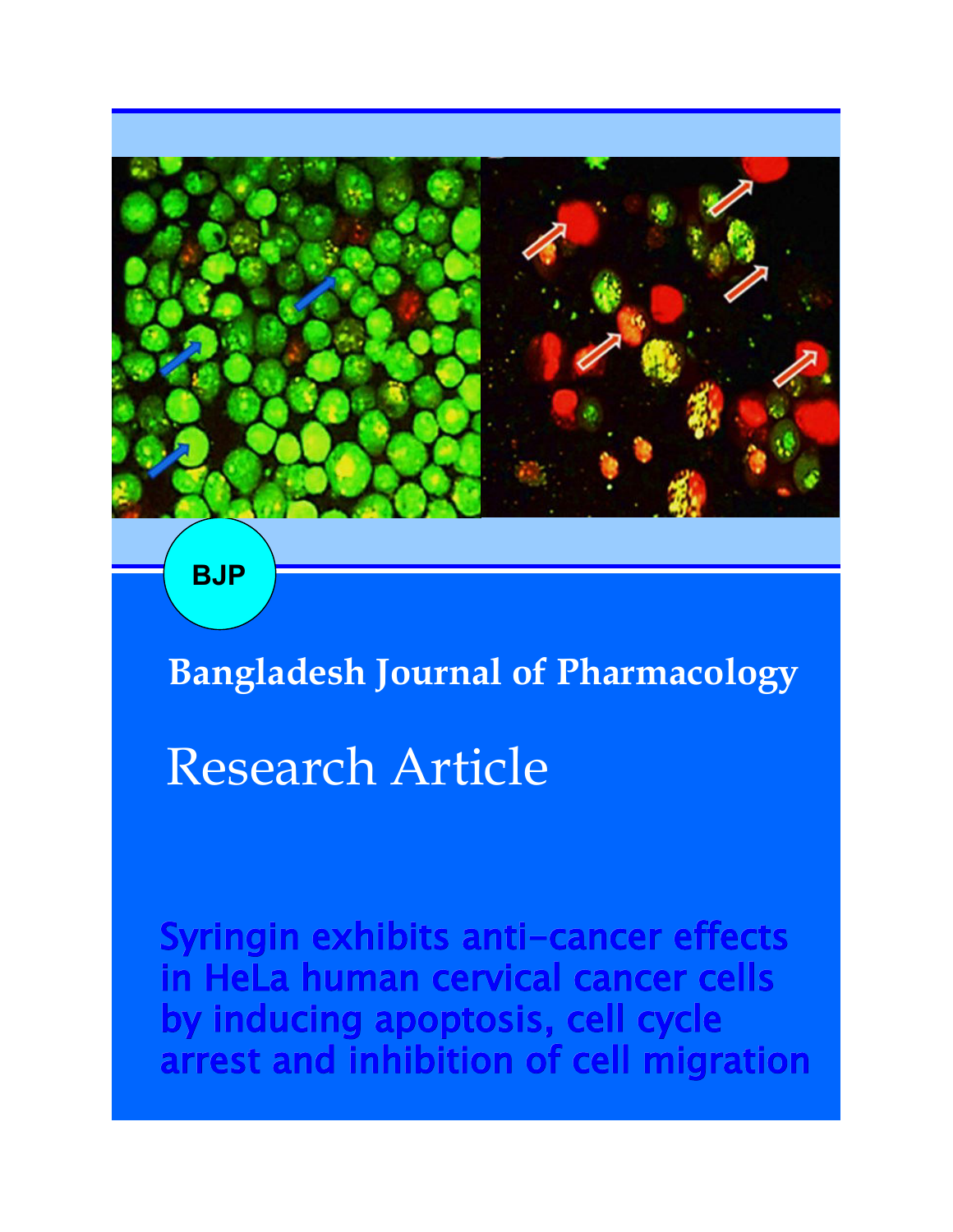BJP

**Bangladesh Journal of Pharmacology**

# Research Article

## Syringin exhibits anti-cancer effects in HeLa human cervical cancer cells by inducing apoptosis, cell cycle arrest and inhibition of cell migration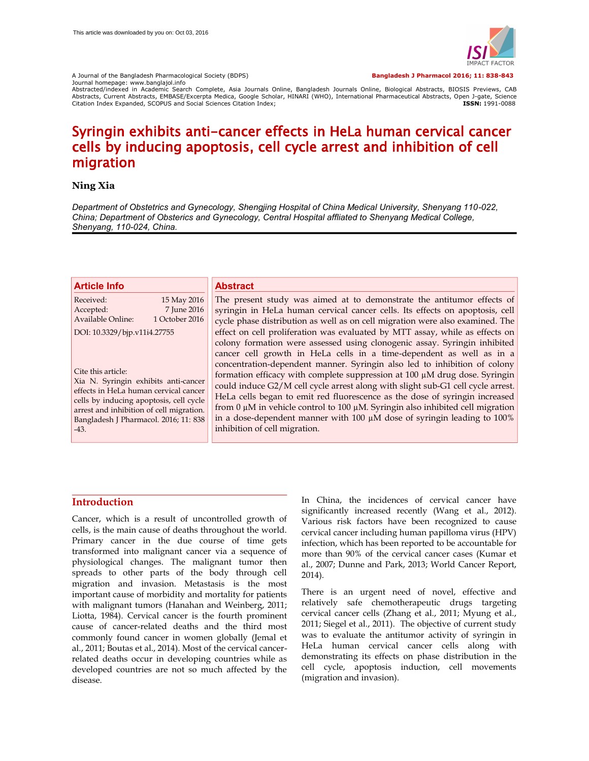# Syringin exhibits anti-cancer effects in HeLa human cervical cancer cells by inducing apoptosis, cell cycle arrest and inhibition of cell migration

**Ning Xia**

*Department of Obstetrics and Gynecology, Shengjing Hospital of China Medical University, Shenyang 110-022, China; Department of Obsterics and Gynecology, Central Hospital affliated to Shenyang Medical College, Shenyang, 110-024, China.*

## Article Info

| | |
|---|---|
| Received: | 15 May 2016 |
| Accepted: | 7 June 2016 |
| Available Online: | 1 October 2016 |

DOI: 10.3329/bjp.v11i4.27755

Cite this article:
Xia N. Syringin exhibits anti-cancer effects in HeLa human cervical cancer cells by inducing apoptosis, cell cycle arrest and inhibition of cell migration. Bangladesh J Pharmacol. 2016; 11: 838-43.

## Abstract

The present study was aimed at to demonstrate the antitumor effects of syringin in HeLa human cervical cancer cells. Its effects on apoptosis, cell cycle phase distribution as well as on cell migration were also examined. The effect on cell proliferation was evaluated by MTT assay, while as effects on colony formation were assessed using clonogenic assay. Syringin inhibited cancer cell growth in HeLa cells in a time-dependent as well as in a concentration-dependent manner. Syringin also led to inhibition of colony formation efficacy with complete suppression at 100 µM drug dose. Syringin could induce G2/M cell cycle arrest along with slight sub-G1 cell cycle arrest. HeLa cells began to emit red fluorescence as the dose of syringin increased from 0 µM in vehicle control to 100 µM. Syringin also inhibited cell migration in a dose-dependent manner with 100 µM dose of syringin leading to 100% inhibition of cell migration.

## Introduction

Cancer, which is a result of uncontrolled growth of cells, is the main cause of deaths throughout the world. Primary cancer in the due course of time gets transformed into malignant cancer via a sequence of physiological changes. The malignant tumor then spreads to other parts of the body through cell migration and invasion. Metastasis is the most important cause of morbidity and mortality for patients with malignant tumors (Hanahan and Weinberg, 2011; Liotta, 1984). Cervical cancer is the fourth prominent cause of cancer-related deaths and the third most commonly found cancer in women globally (Jemal et al., 2011; Boutas et al., 2014). Most of the cervical cancer-related deaths occur in developing countries while as developed countries are not so much affected by the disease.

In China, the incidences of cervical cancer have significantly increased recently (Wang et al., 2012). Various risk factors have been recognized to cause cervical cancer including human papilloma virus (HPV) infection, which has been reported to be accountable for more than 90% of the cervical cancer cases (Kumar et al., 2007; Dunne and Park, 2013; World Cancer Report, 2014).

There is an urgent need of novel, effective and relatively safe chemotherapeutic drugs targeting cervical cancer cells (Zhang et al., 2011; Myung et al., 2011; Siegel et al., 2011). The objective of current study was to evaluate the antitumor activity of syringin in HeLa human cervical cancer cells along with demonstrating its effects on phase distribution in the cell cycle, apoptosis induction, cell movements (migration and invasion).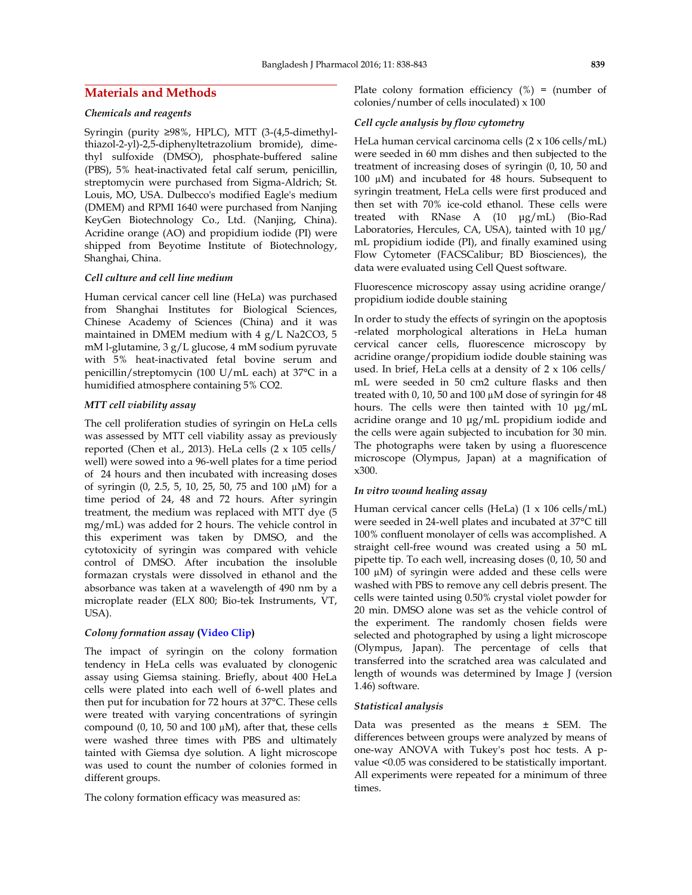## Materials and Methods

### *Chemicals and reagents*

Syringin (purity ≥98%, HPLC), MTT (3-(4,5-dimethyl-thiazol-2-yl)-2,5-diphenyltetrazolium bromide), dimethyl sulfoxide (DMSO), phosphate-buffered saline (PBS), 5% heat-inactivated fetal calf serum, penicillin, streptomycin were purchased from Sigma-Aldrich; St. Louis, MO, USA. Dulbecco's modified Eagle's medium (DMEM) and RPMI 1640 were purchased from Nanjing KeyGen Biotechnology Co., Ltd. (Nanjing, China). Acridine orange (AO) and propidium iodide (PI) were shipped from Beyotime Institute of Biotechnology, Shanghai, China.

### *Cell culture and cell line medium*

Human cervical cancer cell line (HeLa) was purchased from Shanghai Institutes for Biological Sciences, Chinese Academy of Sciences (China) and it was maintained in DMEM medium with 4 g/L $Na2CO3$, 5 mM l-glutamine, 3 g/L glucose, 4 mM sodium pyruvate with 5% heat-inactivated fetal bovine serum and penicillin/streptomycin (100 U/mL each) at 37°C in a humidified atmosphere containing 5% $CO2$.

### *MTT cell viability assay*

The cell proliferation studies of syringin on HeLa cells was assessed by MTT cell viability assay as previously reported (Chen et al., 2013). HeLa cells (2 x 105 cells/well) were sowed into a 96-well plates for a time period of 24 hours and then incubated with increasing doses of syringin (0, 2.5, 5, 10, 25, 50, 75 and 100 µM) for a time period of 24, 48 and 72 hours. After syringin treatment, the medium was replaced with MTT dye (5 mg/mL) was added for 2 hours. The vehicle control in this experiment was taken by DMSO, and the cytotoxicity of syringin was compared with vehicle control of DMSO. After incubation the insoluble formazan crystals were dissolved in ethanol and the absorbance was taken at a wavelength of 490 nm by a microplate reader (ELX 800; Bio-tek Instruments, VT, USA).

### *Colony formation assay* **(Video Clip)**

The impact of syringin on the colony formation tendency in HeLa cells was evaluated by clonogenic assay using Giemsa staining. Briefly, about 400 HeLa cells were plated into each well of 6-well plates and then put for incubation for 72 hours at 37°C. These cells were treated with varying concentrations of syringin compound (0, 10, 50 and 100 µM), after that, these cells were washed three times with PBS and ultimately tainted with Giemsa dye solution. A light microscope was used to count the number of colonies formed in different groups.

The colony formation efficacy was measured as:

Plate colony formation efficiency (%) = (number of colonies/number of cells inoculated) x 100

### *Cell cycle analysis by flow cytometry*

HeLa human cervical carcinoma cells (2 x 106 cells/mL) were seeded in 60 mm dishes and then subjected to the treatment of increasing doses of syringin (0, 10, 50 and 100 µM) and incubated for 48 hours. Subsequent to syringin treatment, HeLa cells were first produced and then set with 70% ice-cold ethanol. These cells were treated with RNase A (10 µg/mL) (Bio-Rad Laboratories, Hercules, CA, USA), tainted with 10 µg/mL propidium iodide (PI), and finally examined using Flow Cytometer (FACSCalibur; BD Biosciences), the data were evaluated using Cell Quest software.

Fluorescence microscopy assay using acridine orange/propidium iodide double staining

In order to study the effects of syringin on the apoptosis -related morphological alterations in HeLa human cervical cancer cells, fluorescence microscopy by acridine orange/propidium iodide double staining was used. In brief, HeLa cells at a density of 2 x 106 cells/mL were seeded in 50 cm2 culture flasks and then treated with 0, 10, 50 and 100 µM dose of syringin for 48 hours. The cells were then tainted with 10 µg/mL acridine orange and 10 µg/mL propidium iodide and the cells were again subjected to incubation for 30 min. The photographs were taken by using a fluorescence microscope (Olympus, Japan) at a magnification of x300.

### *In vitro wound healing assay*

Human cervical cancer cells (HeLa) (1 x 106 cells/mL) were seeded in 24-well plates and incubated at 37°C till 100% confluent monolayer of cells was accomplished. A straight cell-free wound was created using a 50 mL pipette tip. To each well, increasing doses (0, 10, 50 and 100 µM) of syringin were added and these cells were washed with PBS to remove any cell debris present. The cells were tainted using 0.50% crystal violet powder for 20 min. DMSO alone was set as the vehicle control of the experiment. The randomly chosen fields were selected and photographed by using a light microscope (Olympus, Japan). The percentage of cells that transferred into the scratched area was calculated and length of wounds was determined by Image J (version 1.46) software.

### *Statistical analysis*

Data was presented as the means ± SEM. The differences between groups were analyzed by means of one-way ANOVA with Tukey's post hoc tests. A p-value <0.05 was considered to be statistically important. All experiments were repeated for a minimum of three times.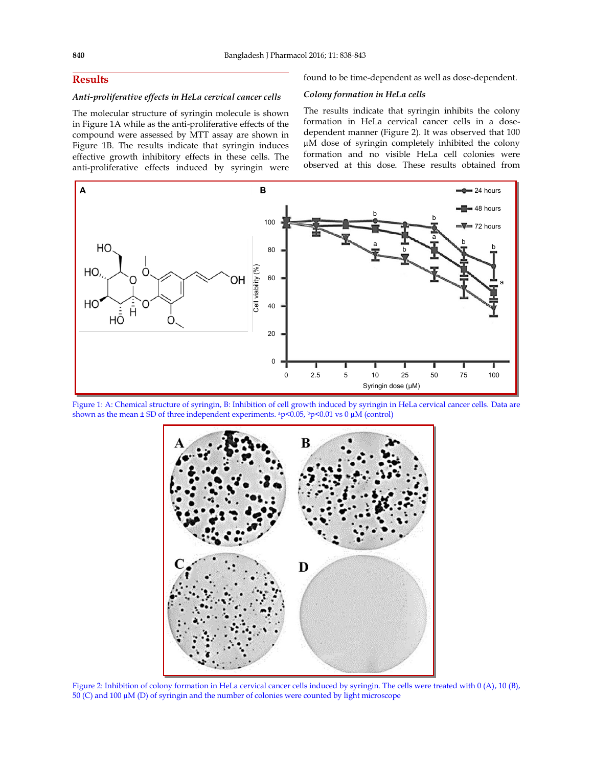## Results

### *Anti-proliferative effects in HeLa cervical cancer cells*

The molecular structure of syringin molecule is shown in Figure 1A while as the anti-proliferative effects of the compound were assessed by MTT assay are shown in Figure 1B. The results indicate that syringin induces effective growth inhibitory effects in these cells. The anti-proliferative effects induced by syringin were found to be time-dependent as well as dose-dependent.

### *Colony formation in HeLa cells*

The results indicate that syringin inhibits the colony formation in HeLa cervical cancer cells in a dose-dependent manner (Figure 2). It was observed that 100 µM dose of syringin completely inhibited the colony formation and no visible HeLa cell colonies were observed at this dose. These results obtained from

Figure 1: A: Chemical structure of syringin, B: Inhibition of cell growth induced by syringin in HeLa cervical cancer cells. Data are shown as the mean ± SD of three independent experiments. [a]p<0.05, [b]p<0.01 vs 0 µM (control)

Figure 2: Inhibition of colony formation in HeLa cervical cancer cells induced by syringin. The cells were treated with 0 (A), 10 (B), 50 (C) and 100 µM (D) of syringin and the number of colonies were counted by light microscope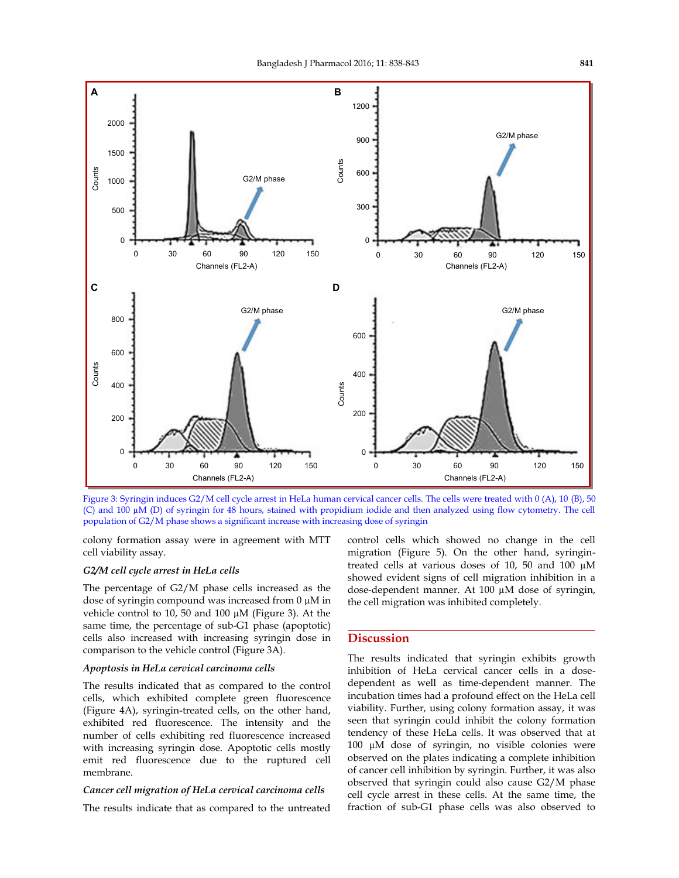Figure 3: Syringin induces G2/M cell cycle arrest in HeLa human cervical cancer cells. The cells were treated with 0 (A), 10 (B), 50 (C) and 100 µM (D) of syringin for 48 hours, stained with propidium iodide and then analyzed using flow cytometry. The cell population of G2/M phase shows a significant increase with increasing dose of syringin

colony formation assay were in agreement with MTT cell viability assay.

### *G2/M cell cycle arrest in HeLa cells*

The percentage of G2/M phase cells increased as the dose of syringin compound was increased from 0 µM in vehicle control to 10, 50 and 100 µM (Figure 3). At the same time, the percentage of sub-G1 phase (apoptotic) cells also increased with increasing syringin dose in comparison to the vehicle control (Figure 3A).

### *Apoptosis in HeLa cervical carcinoma cells*

The results indicated that as compared to the control cells, which exhibited complete green fluorescence (Figure 4A), syringin-treated cells, on the other hand, exhibited red fluorescence. The intensity and the number of cells exhibiting red fluorescence increased with increasing syringin dose. Apoptotic cells mostly emit red fluorescence due to the ruptured cell membrane.

### *Cancer cell migration of HeLa cervical carcinoma cells*

The results indicate that as compared to the untreated control cells which showed no change in the cell migration (Figure 5). On the other hand, syringin-treated cells at various doses of 10, 50 and 100 µM showed evident signs of cell migration inhibition in a dose-dependent manner. At 100 µM dose of syringin, the cell migration was inhibited completely.

## Discussion

The results indicated that syringin exhibits growth inhibition of HeLa cervical cancer cells in a dose-dependent as well as time-dependent manner. The incubation times had a profound effect on the HeLa cell viability. Further, using colony formation assay, it was seen that syringin could inhibit the colony formation tendency of these HeLa cells. It was observed that at 100 µM dose of syringin, no visible colonies were observed on the plates indicating a complete inhibition of cancer cell inhibition by syringin. Further, it was also observed that syringin could also cause G2/M phase cell cycle arrest in these cells. At the same time, the fraction of sub-G1 phase cells was also observed to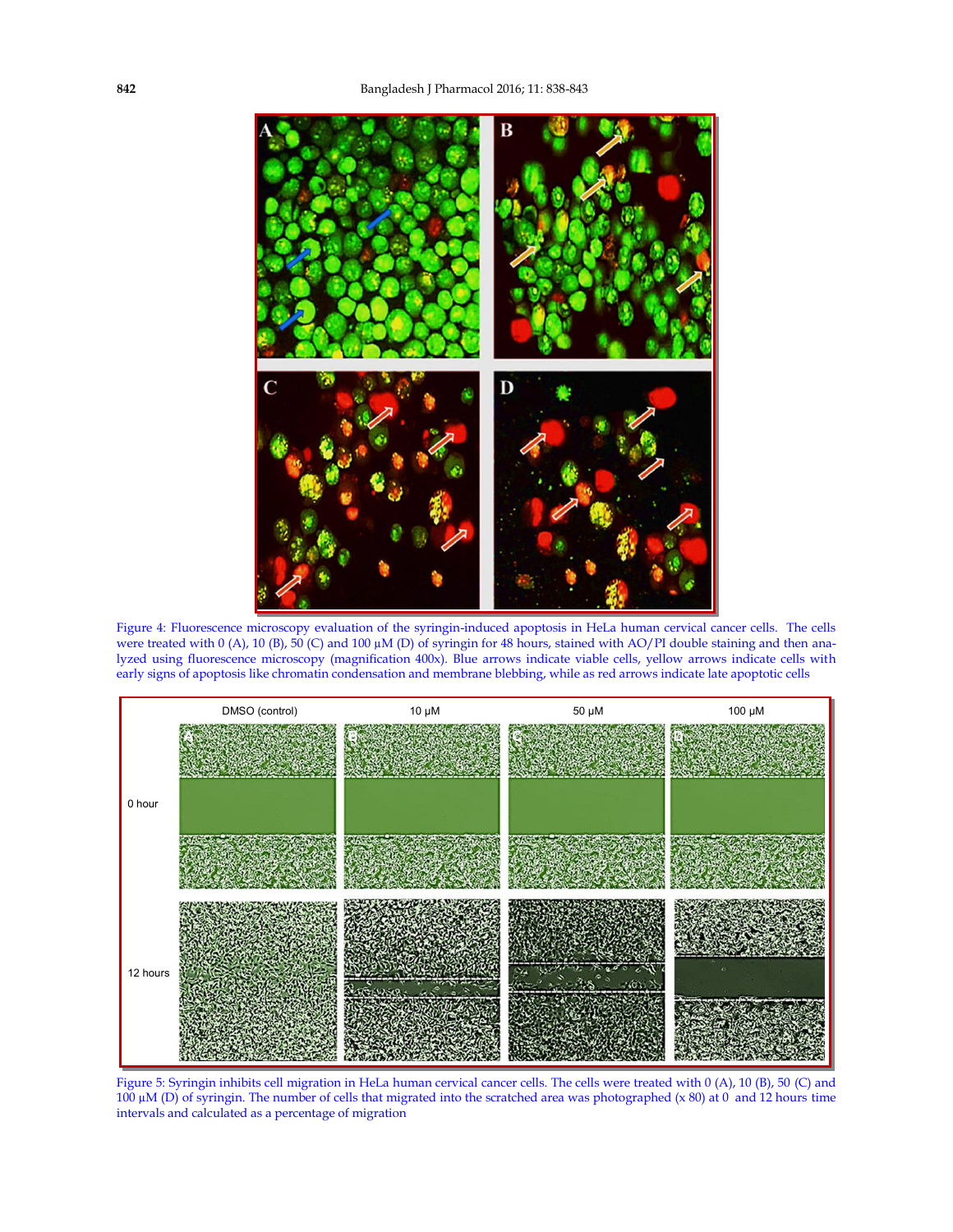Figure 4: Fluorescence microscopy evaluation of the syringin-induced apoptosis in HeLa human cervical cancer cells. The cells were treated with 0 (A), 10 (B), 50 (C) and 100 µM (D) of syringin for 48 hours, stained with AO/PI double staining and then analyzed using fluorescence microscopy (magnification 400x). Blue arrows indicate viable cells, yellow arrows indicate cells with early signs of apoptosis like chromatin condensation and membrane blebbing, while as red arrows indicate late apoptotic cells

Figure 5: Syringin inhibits cell migration in HeLa human cervical cancer cells. The cells were treated with 0 (A), 10 (B), 50 (C) and 100 µM (D) of syringin. The number of cells that migrated into the scratched area was photographed (x 80) at 0 and 12 hours time intervals and calculated as a percentage of migration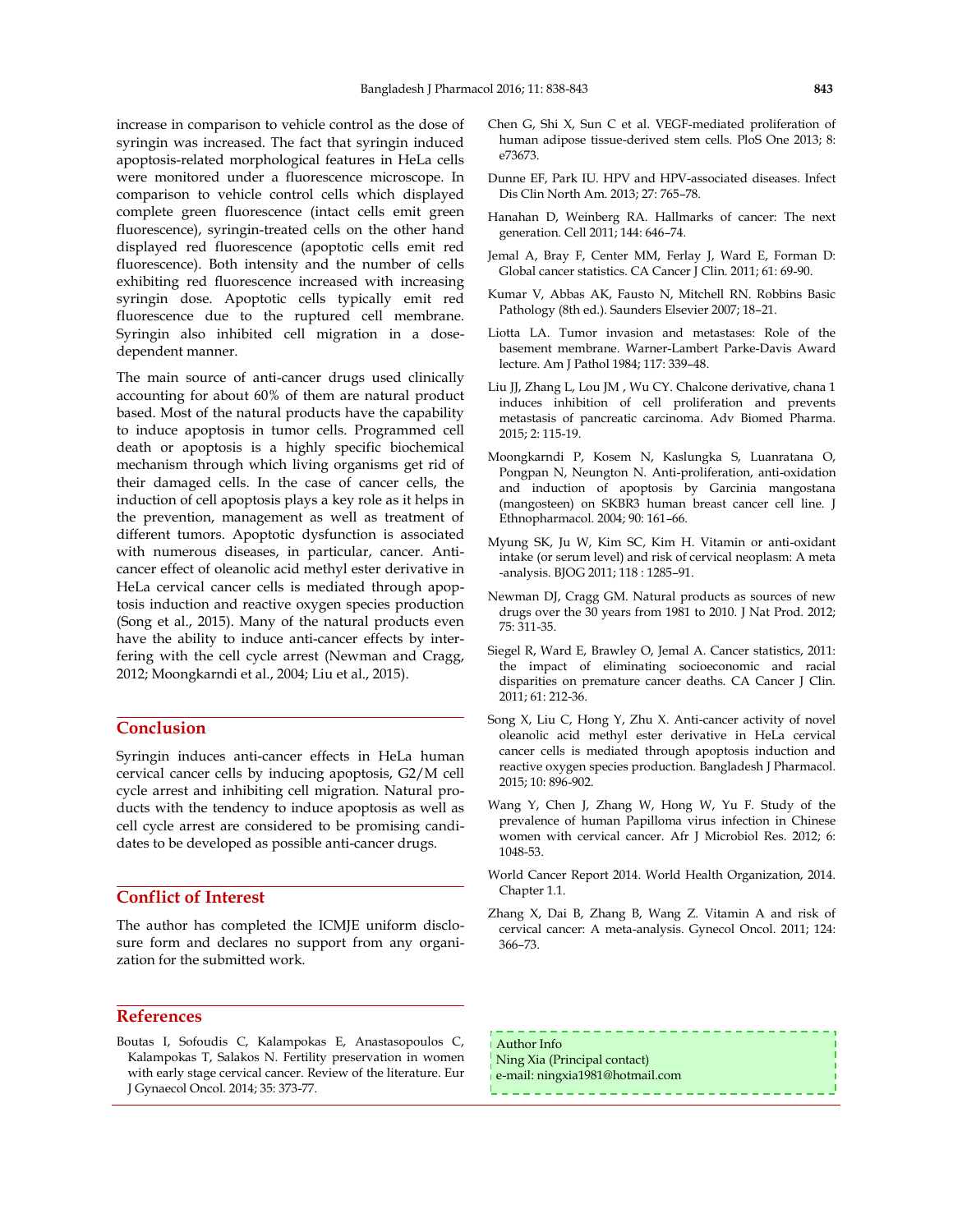increase in comparison to vehicle control as the dose of syringin was increased. The fact that syringin induced apoptosis-related morphological features in HeLa cells were monitored under a fluorescence microscope. In comparison to vehicle control cells which displayed complete green fluorescence (intact cells emit green fluorescence), syringin-treated cells on the other hand displayed red fluorescence (apoptotic cells emit red fluorescence). Both intensity and the number of cells exhibiting red fluorescence increased with increasing syringin dose. Apoptotic cells typically emit red fluorescence due to the ruptured cell membrane. Syringin also inhibited cell migration in a dose-dependent manner.

The main source of anti-cancer drugs used clinically accounting for about 60% of them are natural product based. Most of the natural products have the capability to induce apoptosis in tumor cells. Programmed cell death or apoptosis is a highly specific biochemical mechanism through which living organisms get rid of their damaged cells. In the case of cancer cells, the induction of cell apoptosis plays a key role as it helps in the prevention, management as well as treatment of different tumors. Apoptotic dysfunction is associated with numerous diseases, in particular, cancer. Anti-cancer effect of oleanolic acid methyl ester derivative in HeLa cervical cancer cells is mediated through apoptosis induction and reactive oxygen species production (Song et al., 2015). Many of the natural products even have the ability to induce anti-cancer effects by interfering with the cell cycle arrest (Newman and Cragg, 2012; Moongkarndi et al., 2004; Liu et al., 2015).

## Conclusion

Syringin induces anti-cancer effects in HeLa human cervical cancer cells by inducing apoptosis, G2/M cell cycle arrest and inhibiting cell migration. Natural products with the tendency to induce apoptosis as well as cell cycle arrest are considered to be promising candidates to be developed as possible anti-cancer drugs.

## Conflict of Interest

The author has completed the ICMJE uniform disclosure form and declares no support from any organization for the submitted work.

## References

Boutas I, Sofoudis C, Kalampokas E, Anastasopoulos C, Kalampokas T, Salakos N. Fertility preservation in women with early stage cervical cancer. Review of the literature. Eur J Gynaecol Oncol. 2014; 35: 373-77.

Chen G, Shi X, Sun C et al. VEGF-mediated proliferation of human adipose tissue-derived stem cells. PloS One 2013; 8: e73673.

Dunne EF, Park IU. HPV and HPV-associated diseases. Infect Dis Clin North Am. 2013; 27: 765–78.

Hanahan D, Weinberg RA. Hallmarks of cancer: The next generation. Cell 2011; 144: 646–74.

Jemal A, Bray F, Center MM, Ferlay J, Ward E, Forman D: Global cancer statistics. CA Cancer J Clin. 2011; 61: 69-90.

Kumar V, Abbas AK, Fausto N, Mitchell RN. Robbins Basic Pathology (8th ed.). Saunders Elsevier 2007; 18–21.

Liotta LA. Tumor invasion and metastases: Role of the basement membrane. Warner-Lambert Parke-Davis Award lecture. Am J Pathol 1984; 117: 339–48.

Liu JJ, Zhang L, Lou JM , Wu CY. Chalcone derivative, chana 1 induces inhibition of cell proliferation and prevents metastasis of pancreatic carcinoma. Adv Biomed Pharma. 2015; 2: 115-19.

Moongkarndi P, Kosem N, Kaslungka S, Luanratana O, Pongpan N, Neungton N. Anti-proliferation, anti-oxidation and induction of apoptosis by Garcinia mangostana (mangosteen) on SKBR3 human breast cancer cell line. J Ethnopharmacol. 2004; 90: 161–66.

Myung SK, Ju W, Kim SC, Kim H. Vitamin or anti-oxidant intake (or serum level) and risk of cervical neoplasm: A meta-analysis. BJOG 2011; 118 : 1285–91.

Newman DJ, Cragg GM. Natural products as sources of new drugs over the 30 years from 1981 to 2010. J Nat Prod. 2012; 75: 311-35.

Siegel R, Ward E, Brawley O, Jemal A. Cancer statistics, 2011: the impact of eliminating socioeconomic and racial disparities on premature cancer deaths. CA Cancer J Clin. 2011; 61: 212-36.

Song X, Liu C, Hong Y, Zhu X. Anti-cancer activity of novel oleanolic acid methyl ester derivative in HeLa cervical cancer cells is mediated through apoptosis induction and reactive oxygen species production. Bangladesh J Pharmacol. 2015; 10: 896-902.

Wang Y, Chen J, Zhang W, Hong W, Yu F. Study of the prevalence of human Papilloma virus infection in Chinese women with cervical cancer. Afr J Microbiol Res. 2012; 6: 1048-53.

World Cancer Report 2014. World Health Organization, 2014. Chapter 1.1.

Zhang X, Dai B, Zhang B, Wang Z. Vitamin A and risk of cervical cancer: A meta-analysis. Gynecol Oncol. 2011; 124: 366–73.

Author Info
Ning Xia (Principal contact)
e-mail: ningxia1981@hotmail.com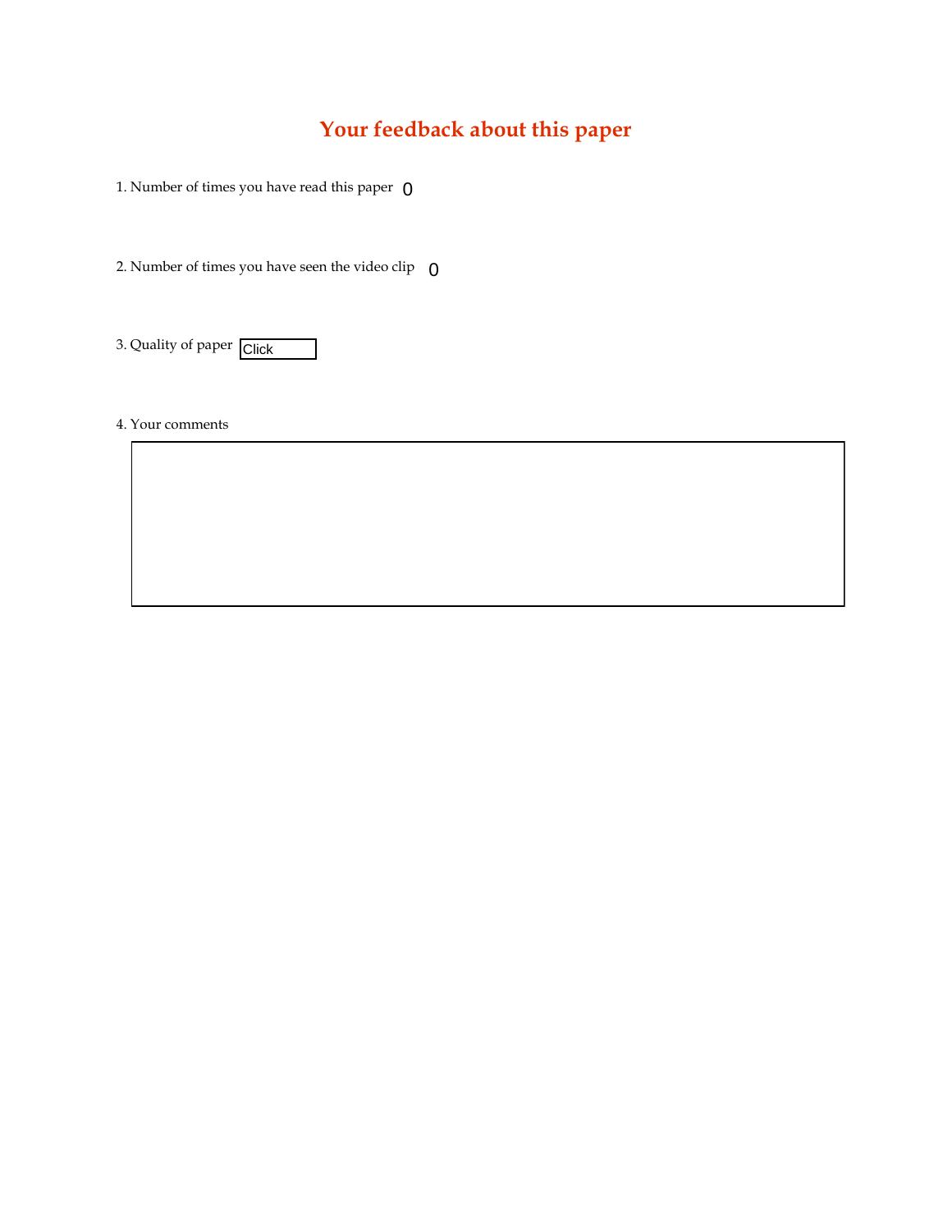# Your feedback about this paper

1. Number of times you have read this paper 0

2. Number of times you have seen the video clip 0

3. Quality of paper Click

4. Your comments